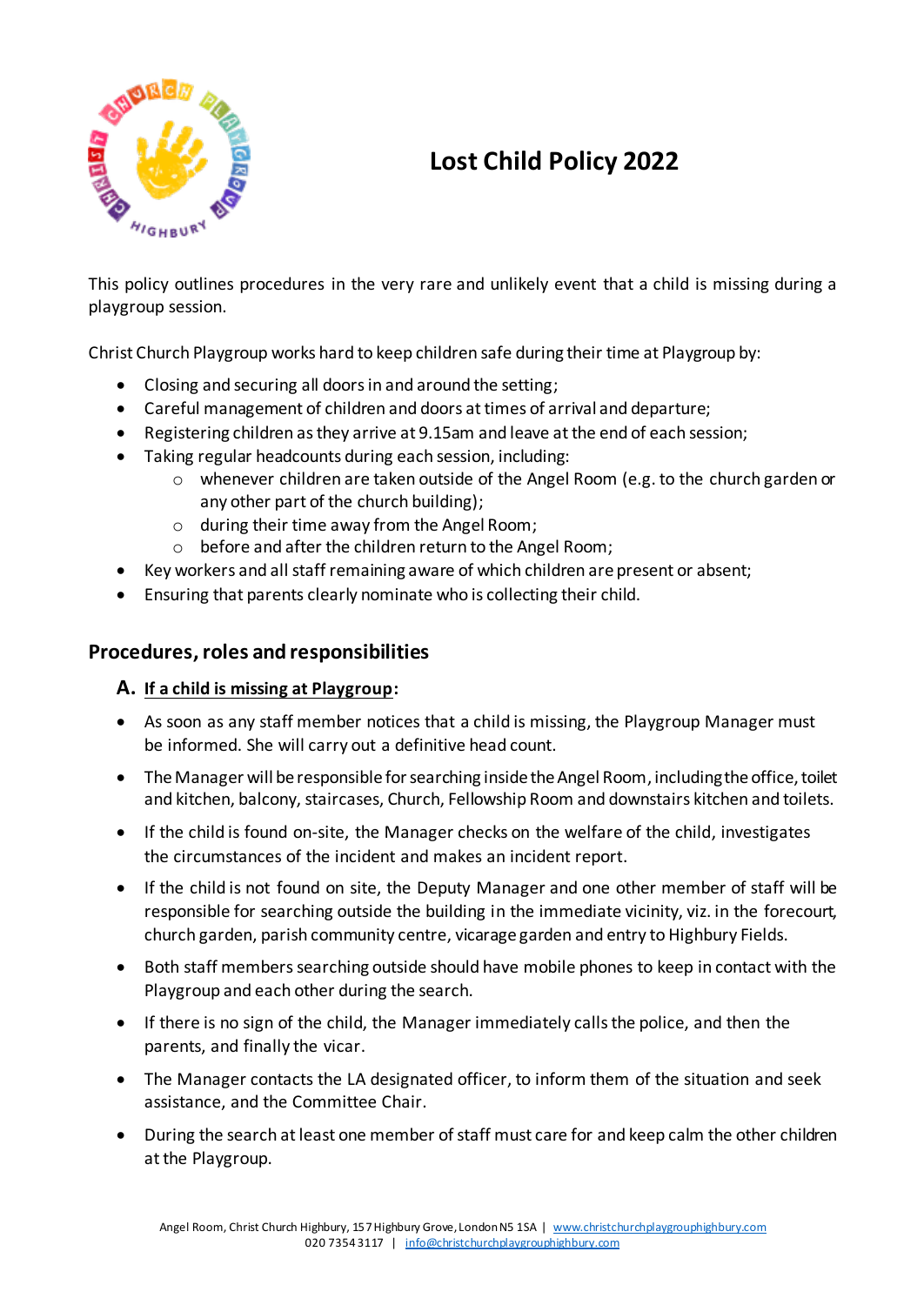# Lost Child Policy 2022

This policy outlines procedures in the very rare and unlikely event that a child is missing during a playgroup session.

Christ Church Playgroup works hard to keep children safe during their time at Playgroup by:

- Closing and securing all doors in and around the setting;
- Careful management of children and doors at times of arrival and departure;
- Registering children as they arrive at 9.15am and leave at the end of each session;
- Taking regular headcounts during each session, including:
  - whenever children are taken outside of the Angel Room (e.g. to the church garden or any other part of the church building);
  - during their time away from the Angel Room;
  - before and after the children return to the Angel Room;
- Key workers and all staff remaining aware of which children are present or absent;
- Ensuring that parents clearly nominate who is collecting their child.

## Procedures, roles and responsibilities

### A. <u>If a child is missing at Playgroup</u>:

- As soon as any staff member notices that a child is missing, the Playgroup Manager must be informed. She will carry out a definitive head count.
- The Manager will be responsible for searching inside the Angel Room, including the office, toilet and kitchen, balcony, staircases, Church, Fellowship Room and downstairs kitchen and toilets.
- If the child is found on-site, the Manager checks on the welfare of the child, investigates the circumstances of the incident and makes an incident report.
- If the child is not found on site, the Deputy Manager and one other member of staff will be responsible for searching outside the building in the immediate vicinity, viz. in the forecourt, church garden, parish community centre, vicarage garden and entry to Highbury Fields.
- Both staff members searching outside should have mobile phones to keep in contact with the Playgroup and each other during the search.
- If there is no sign of the child, the Manager immediately calls the police, and then the parents, and finally the vicar.
- The Manager contacts the LA designated officer, to inform them of the situation and seek assistance, and the Committee Chair.
- During the search at least one member of staff must care for and keep calm the other children at the Playgroup.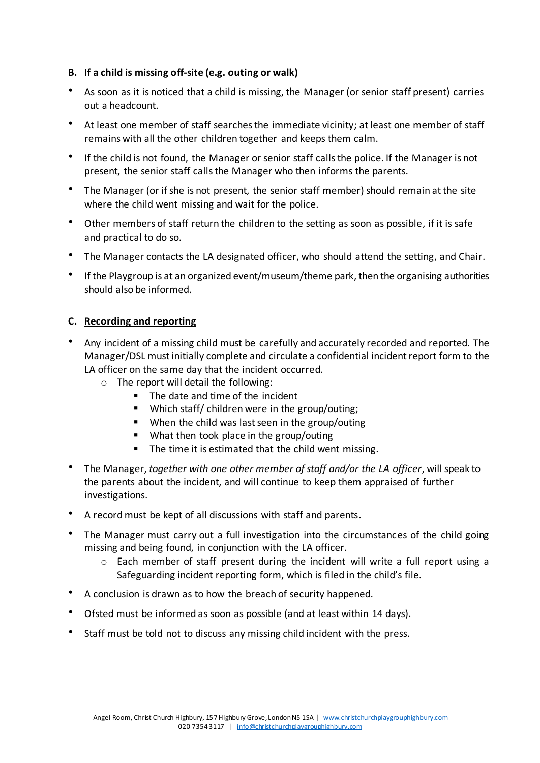### B. <u>If a child is missing off-site (e.g. outing or walk)</u>

- As soon as it is noticed that a child is missing, the Manager (or senior staff present) carries out a headcount.
- At least one member of staff searches the immediate vicinity; at least one member of staff remains with all the other children together and keeps them calm.
- If the child is not found, the Manager or senior staff calls the police. If the Manager is not present, the senior staff calls the Manager who then informs the parents.
- The Manager (or if she is not present, the senior staff member) should remain at the site where the child went missing and wait for the police.
- Other members of staff return the children to the setting as soon as possible, if it is safe and practical to do so.
- The Manager contacts the LA designated officer, who should attend the setting, and Chair.
- If the Playgroup is at an organized event/museum/theme park, then the organising authorities should also be informed.

### C. <u>Recording and reporting</u>

- Any incident of a missing child must be carefully and accurately recorded and reported. The Manager/DSL must initially complete and circulate a confidential incident report form to the LA officer on the same day that the incident occurred.
  - The report will detail the following:
    - The date and time of the incident
    - Which staff/ children were in the group/outing;
    - When the child was last seen in the group/outing
    - What then took place in the group/outing
    - The time it is estimated that the child went missing.
- The Manager, *together with one other member of staff and/or the LA officer*, will speak to the parents about the incident, and will continue to keep them appraised of further investigations.
- A record must be kept of all discussions with staff and parents.
- The Manager must carry out a full investigation into the circumstances of the child going missing and being found, in conjunction with the LA officer.
  - Each member of staff present during the incident will write a full report using a Safeguarding incident reporting form, which is filed in the child's file.
- A conclusion is drawn as to how the breach of security happened.
- Ofsted must be informed as soon as possible (and at least within 14 days).
- Staff must be told not to discuss any missing child incident with the press.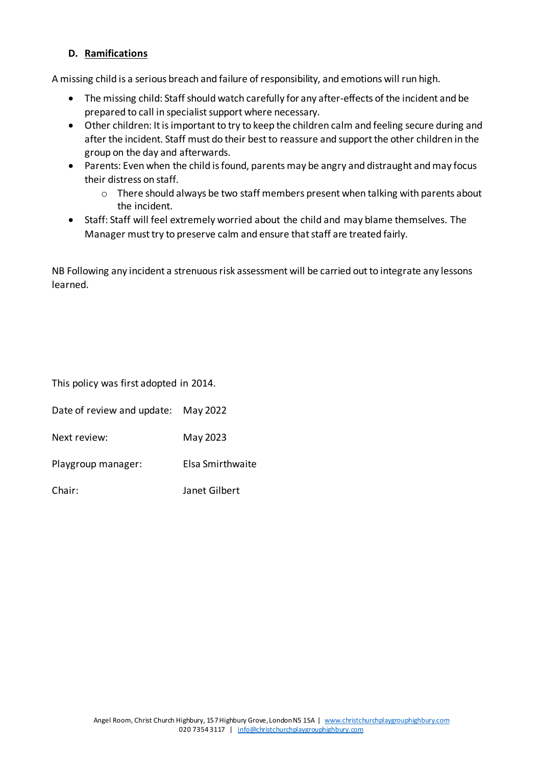### D. Ramifications

A missing child is a serious breach and failure of responsibility, and emotions will run high.

- The missing child: Staff should watch carefully for any after-effects of the incident and be prepared to call in specialist support where necessary.
- Other children: It is important to try to keep the children calm and feeling secure during and after the incident. Staff must do their best to reassure and support the other children in the group on the day and afterwards.
- Parents: Even when the child is found, parents may be angry and distraught and may focus their distress on staff.
  - There should always be two staff members present when talking with parents about the incident.
- Staff: Staff will feel extremely worried about the child and may blame themselves. The Manager must try to preserve calm and ensure that staff are treated fairly.

NB Following any incident a strenuous risk assessment will be carried out to integrate any lessons learned.

This policy was first adopted in 2014.

| | |
|---|---|
| Date of review and update: | May 2022 |
| Next review: | May 2023 |
| Playgroup manager: | Elsa Smirthwaite |
| Chair: | Janet Gilbert |